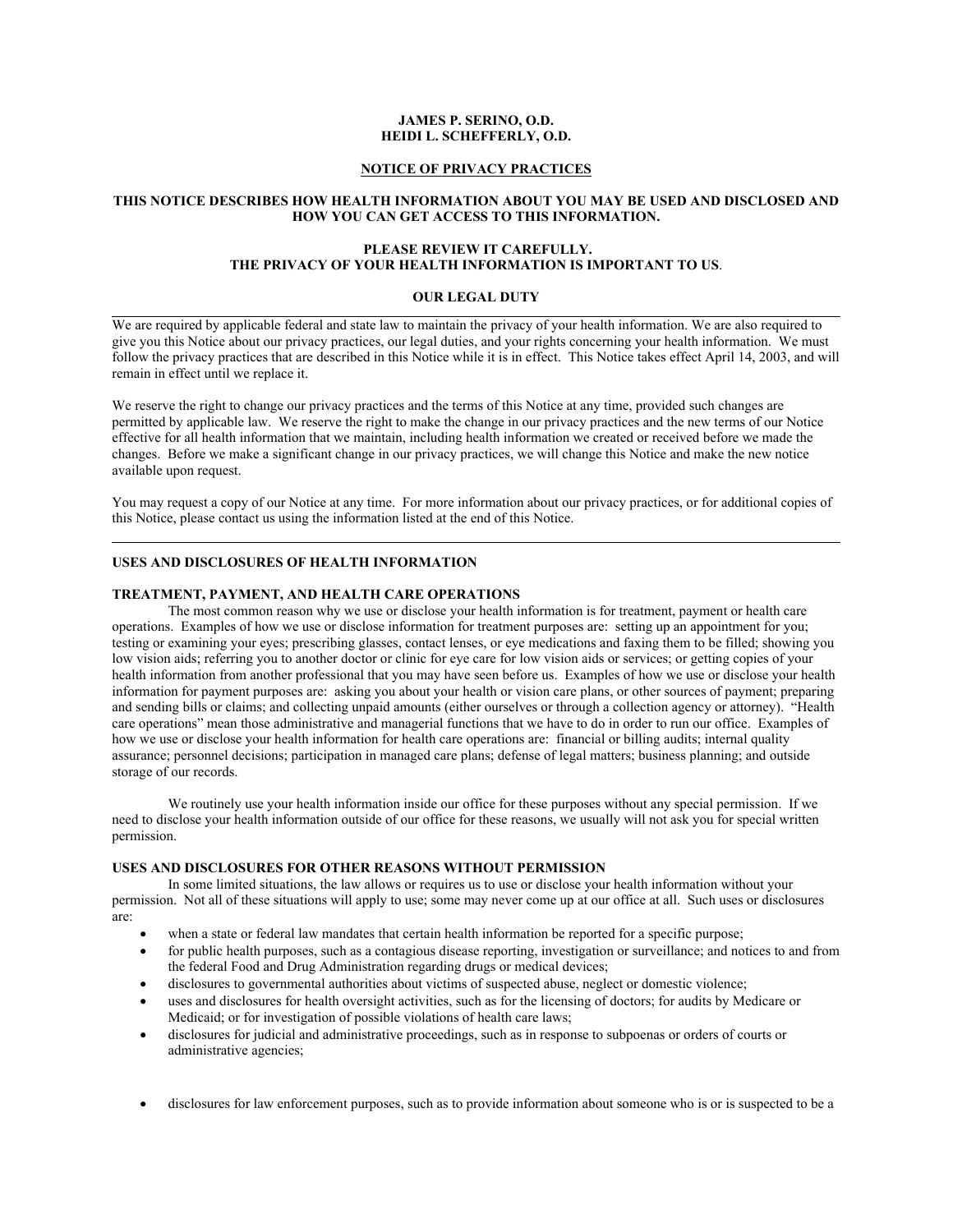**JAMES P. SERINO, O.D.**
**HEIDI L. SCHEFFERLY, O.D.**

# NOTICE OF PRIVACY PRACTICES

**THIS NOTICE DESCRIBES HOW HEALTH INFORMATION ABOUT YOU MAY BE USED AND DISCLOSED AND HOW YOU CAN GET ACCESS TO THIS INFORMATION.**

**PLEASE REVIEW IT CAREFULLY.**
**THE PRIVACY OF YOUR HEALTH INFORMATION IS IMPORTANT TO US.**

## OUR LEGAL DUTY

We are required by applicable federal and state law to maintain the privacy of your health information. We are also required to give you this Notice about our privacy practices, our legal duties, and your rights concerning your health information. We must follow the privacy practices that are described in this Notice while it is in effect. This Notice takes effect April 14, 2003, and will remain in effect until we replace it.

We reserve the right to change our privacy practices and the terms of this Notice at any time, provided such changes are permitted by applicable law. We reserve the right to make the change in our privacy practices and the new terms of our Notice effective for all health information that we maintain, including health information we created or received before we made the changes. Before we make a significant change in our privacy practices, we will change this Notice and make the new notice available upon request.

You may request a copy of our Notice at any time. For more information about our privacy practices, or for additional copies of this Notice, please contact us using the information listed at the end of this Notice.

---

## USES AND DISCLOSURES OF HEALTH INFORMATION

### TREATMENT, PAYMENT, AND HEALTH CARE OPERATIONS

The most common reason why we use or disclose your health information is for treatment, payment or health care operations. Examples of how we use or disclose information for treatment purposes are: setting up an appointment for you; testing or examining your eyes; prescribing glasses, contact lenses, or eye medications and faxing them to be filled; showing you low vision aids; referring you to another doctor or clinic for eye care for low vision aids or services; or getting copies of your health information from another professional that you may have seen before us. Examples of how we use or disclose your health information for payment purposes are: asking you about your health or vision care plans, or other sources of payment; preparing and sending bills or claims; and collecting unpaid amounts (either ourselves or through a collection agency or attorney). "Health care operations" mean those administrative and managerial functions that we have to do in order to run our office. Examples of how we use or disclose your health information for health care operations are: financial or billing audits; internal quality assurance; personnel decisions; participation in managed care plans; defense of legal matters; business planning; and outside storage of our records.

We routinely use your health information inside our office for these purposes without any special permission. If we need to disclose your health information outside of our office for these reasons, we usually will not ask you for special written permission.

### USES AND DISCLOSURES FOR OTHER REASONS WITHOUT PERMISSION

In some limited situations, the law allows or requires us to use or disclose your health information without your permission. Not all of these situations will apply to use; some may never come up at our office at all. Such uses or disclosures are:

- when a state or federal law mandates that certain health information be reported for a specific purpose;
- for public health purposes, such as a contagious disease reporting, investigation or surveillance; and notices to and from the federal Food and Drug Administration regarding drugs or medical devices;
- disclosures to governmental authorities about victims of suspected abuse, neglect or domestic violence;
- uses and disclosures for health oversight activities, such as for the licensing of doctors; for audits by Medicare or Medicaid; or for investigation of possible violations of health care laws;
- disclosures for judicial and administrative proceedings, such as in response to subpoenas or orders of courts or administrative agencies;
- disclosures for law enforcement purposes, such as to provide information about someone who is or is suspected to be a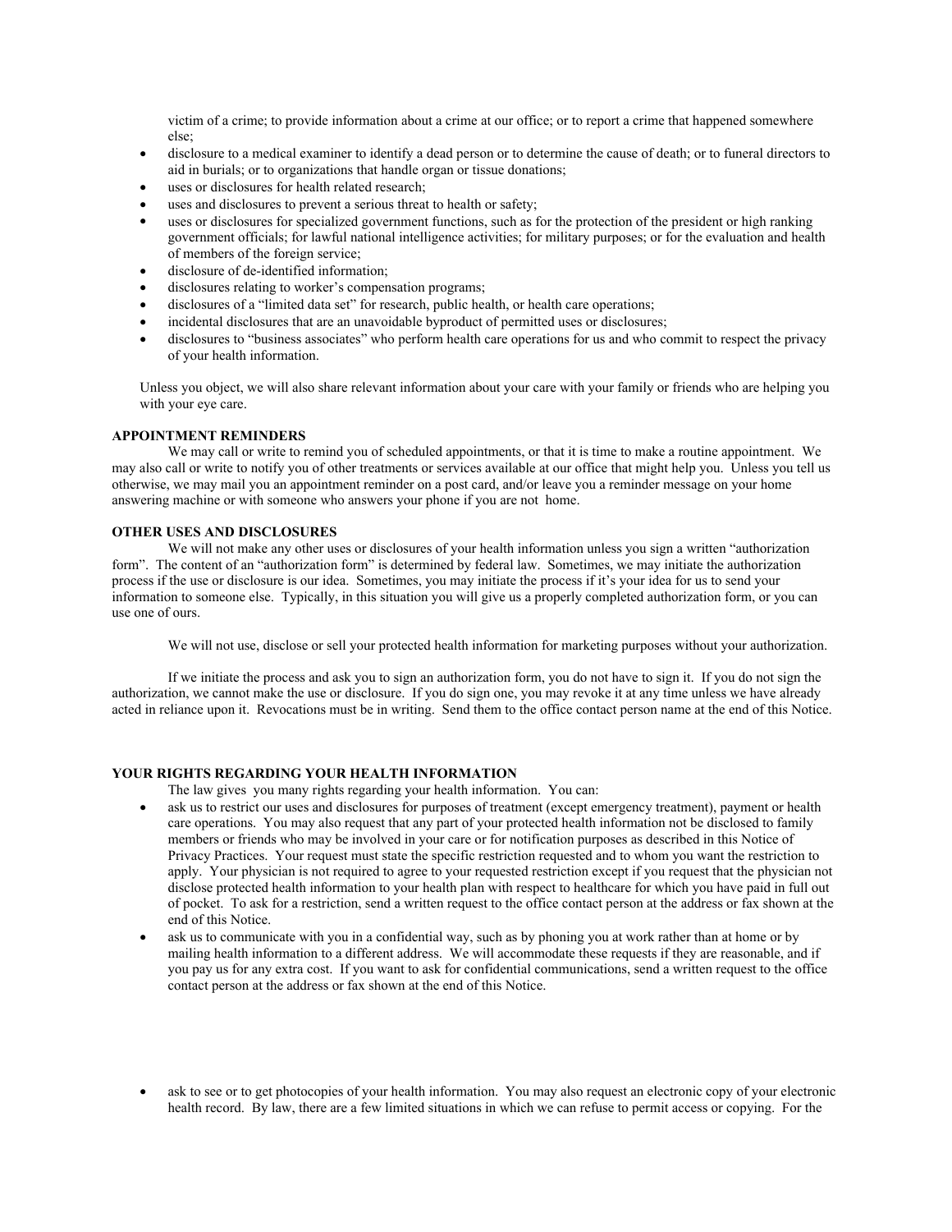victim of a crime; to provide information about a crime at our office; or to report a crime that happened somewhere else;

- disclosure to a medical examiner to identify a dead person or to determine the cause of death; or to funeral directors to aid in burials; or to organizations that handle organ or tissue donations;
- uses or disclosures for health related research;
- uses and disclosures to prevent a serious threat to health or safety;
- uses or disclosures for specialized government functions, such as for the protection of the president or high ranking government officials; for lawful national intelligence activities; for military purposes; or for the evaluation and health of members of the foreign service;
- disclosure of de-identified information;
- disclosures relating to worker's compensation programs;
- disclosures of a "limited data set" for research, public health, or health care operations;
- incidental disclosures that are an unavoidable byproduct of permitted uses or disclosures;
- disclosures to "business associates" who perform health care operations for us and who commit to respect the privacy of your health information.

Unless you object, we will also share relevant information about your care with your family or friends who are helping you with your eye care.

**APPOINTMENT REMINDERS**

We may call or write to remind you of scheduled appointments, or that it is time to make a routine appointment. We may also call or write to notify you of other treatments or services available at our office that might help you. Unless you tell us otherwise, we may mail you an appointment reminder on a post card, and/or leave you a reminder message on your home answering machine or with someone who answers your phone if you are not home.

**OTHER USES AND DISCLOSURES**

We will not make any other uses or disclosures of your health information unless you sign a written "authorization form". The content of an "authorization form" is determined by federal law. Sometimes, we may initiate the authorization process if the use or disclosure is our idea. Sometimes, you may initiate the process if it's your idea for us to send your information to someone else. Typically, in this situation you will give us a properly completed authorization form, or you can use one of ours.

We will not use, disclose or sell your protected health information for marketing purposes without your authorization.

If we initiate the process and ask you to sign an authorization form, you do not have to sign it. If you do not sign the authorization, we cannot make the use or disclosure. If you do sign one, you may revoke it at any time unless we have already acted in reliance upon it. Revocations must be in writing. Send them to the office contact person name at the end of this Notice.

**YOUR RIGHTS REGARDING YOUR HEALTH INFORMATION**

The law gives you many rights regarding your health information. You can:

- ask us to restrict our uses and disclosures for purposes of treatment (except emergency treatment), payment or health care operations. You may also request that any part of your protected health information not be disclosed to family members or friends who may be involved in your care or for notification purposes as described in this Notice of Privacy Practices. Your request must state the specific restriction requested and to whom you want the restriction to apply. Your physician is not required to agree to your requested restriction except if you request that the physician not disclose protected health information to your health plan with respect to healthcare for which you have paid in full out of pocket. To ask for a restriction, send a written request to the office contact person at the address or fax shown at the end of this Notice.
- ask us to communicate with you in a confidential way, such as by phoning you at work rather than at home or by mailing health information to a different address. We will accommodate these requests if they are reasonable, and if you pay us for any extra cost. If you want to ask for confidential communications, send a written request to the office contact person at the address or fax shown at the end of this Notice.
- ask to see or to get photocopies of your health information. You may also request an electronic copy of your electronic health record. By law, there are a few limited situations in which we can refuse to permit access or copying. For the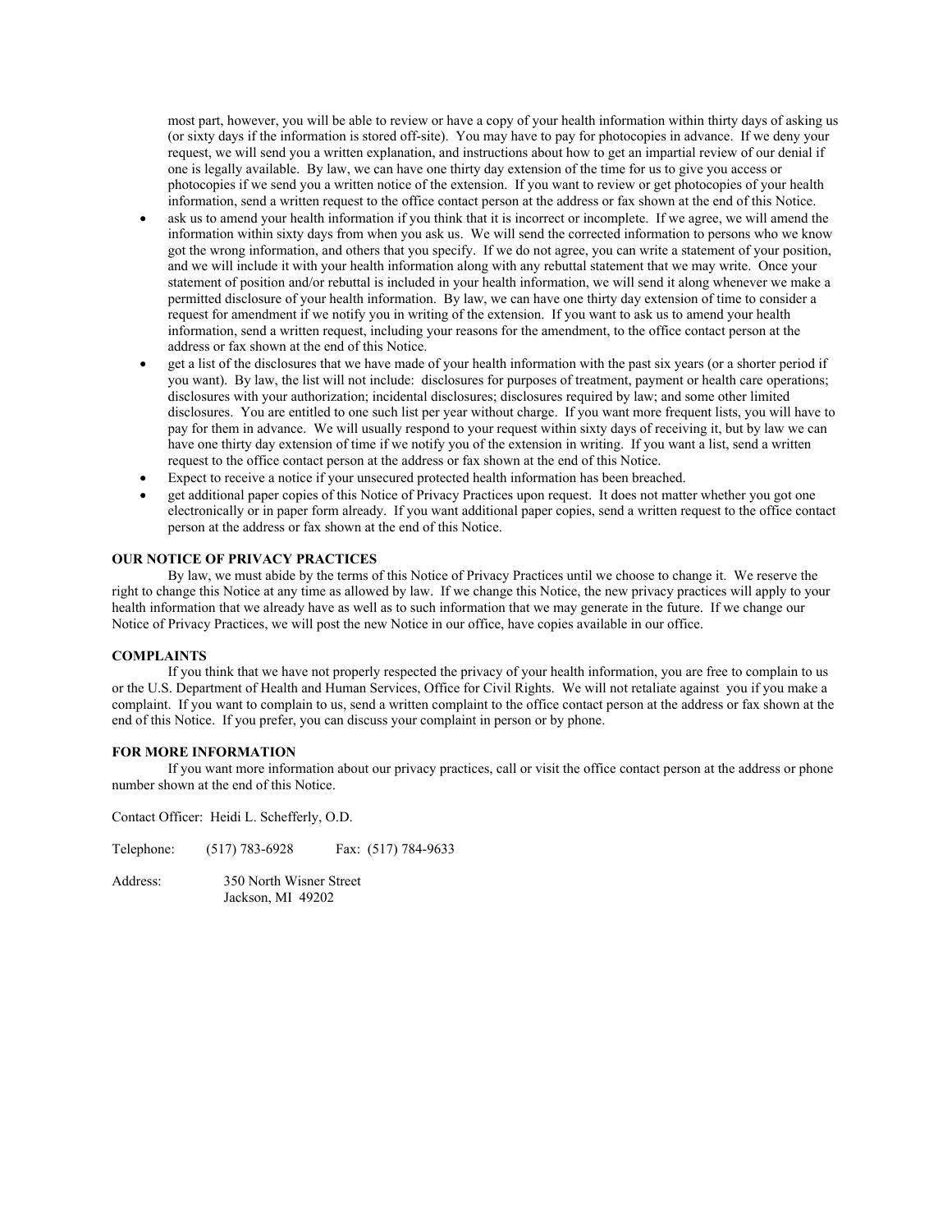most part, however, you will be able to review or have a copy of your health information within thirty days of asking us (or sixty days if the information is stored off-site). You may have to pay for photocopies in advance. If we deny your request, we will send you a written explanation, and instructions about how to get an impartial review of our denial if one is legally available. By law, we can have one thirty day extension of the time for us to give you access or photocopies if we send you a written notice of the extension. If you want to review or get photocopies of your health information, send a written request to the office contact person at the address or fax shown at the end of this Notice.

- ask us to amend your health information if you think that it is incorrect or incomplete. If we agree, we will amend the information within sixty days from when you ask us. We will send the corrected information to persons who we know got the wrong information, and others that you specify. If we do not agree, you can write a statement of your position, and we will include it with your health information along with any rebuttal statement that we may write. Once your statement of position and/or rebuttal is included in your health information, we will send it along whenever we make a permitted disclosure of your health information. By law, we can have one thirty day extension of time to consider a request for amendment if we notify you in writing of the extension. If you want to ask us to amend your health information, send a written request, including your reasons for the amendment, to the office contact person at the address or fax shown at the end of this Notice.
- get a list of the disclosures that we have made of your health information with the past six years (or a shorter period if you want). By law, the list will not include: disclosures for purposes of treatment, payment or health care operations; disclosures with your authorization; incidental disclosures; disclosures required by law; and some other limited disclosures. You are entitled to one such list per year without charge. If you want more frequent lists, you will have to pay for them in advance. We will usually respond to your request within sixty days of receiving it, but by law we can have one thirty day extension of time if we notify you of the extension in writing. If you want a list, send a written request to the office contact person at the address or fax shown at the end of this Notice.
- Expect to receive a notice if your unsecured protected health information has been breached.
- get additional paper copies of this Notice of Privacy Practices upon request. It does not matter whether you got one electronically or in paper form already. If you want additional paper copies, send a written request to the office contact person at the address or fax shown at the end of this Notice.

**OUR NOTICE OF PRIVACY PRACTICES**

By law, we must abide by the terms of this Notice of Privacy Practices until we choose to change it. We reserve the right to change this Notice at any time as allowed by law. If we change this Notice, the new privacy practices will apply to your health information that we already have as well as to such information that we may generate in the future. If we change our Notice of Privacy Practices, we will post the new Notice in our office, have copies available in our office.

**COMPLAINTS**

If you think that we have not properly respected the privacy of your health information, you are free to complain to us or the U.S. Department of Health and Human Services, Office for Civil Rights. We will not retaliate against you if you make a complaint. If you want to complain to us, send a written complaint to the office contact person at the address or fax shown at the end of this Notice. If you prefer, you can discuss your complaint in person or by phone.

**FOR MORE INFORMATION**

If you want more information about our privacy practices, call or visit the office contact person at the address or phone number shown at the end of this Notice.

Contact Officer: Heidi L. Schefferly, O.D.

Telephone: (517) 783-6928 Fax: (517) 784-9633

Address: 350 North Wisner Street
Jackson, MI 49202